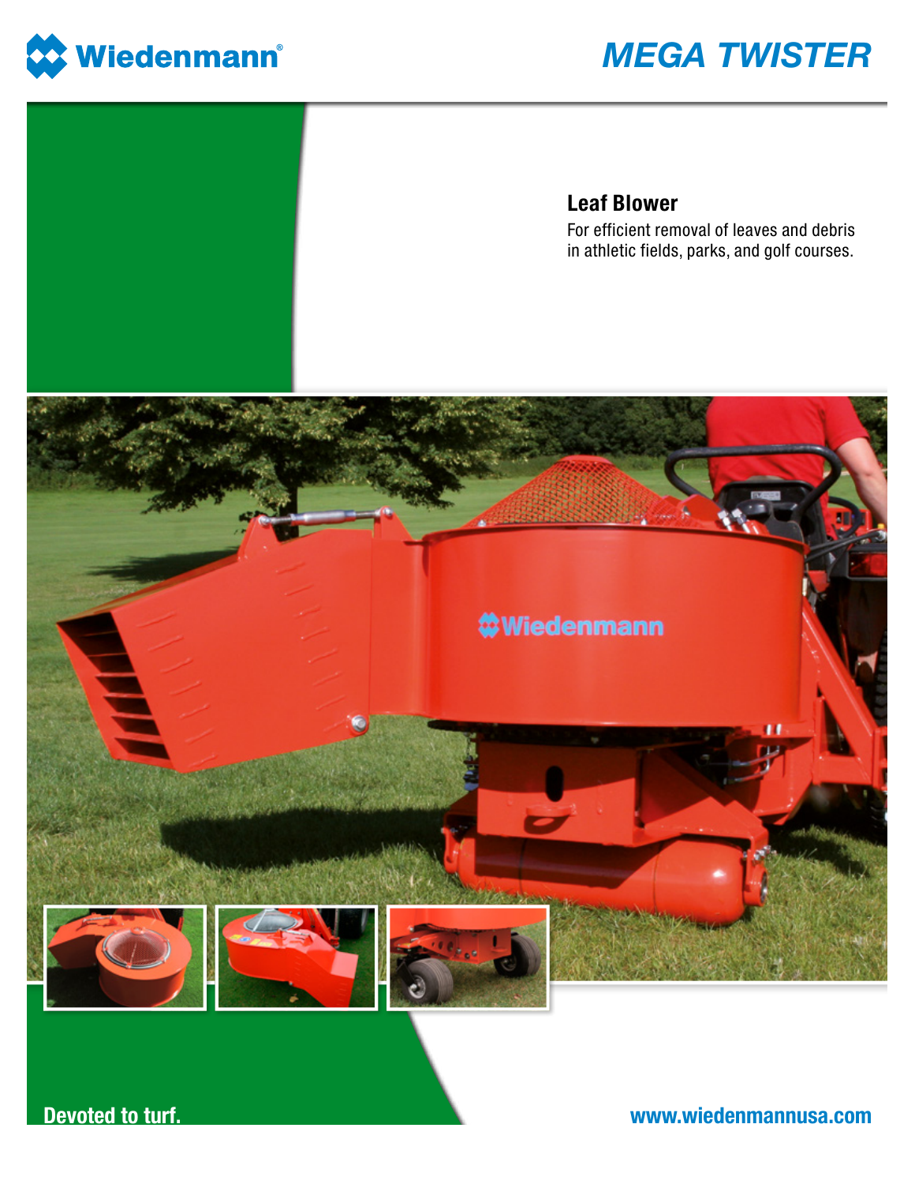Wiedenmann®

# MEGA TWISTER

## Leaf Blower

For efficient removal of leaves and debris in athletic fields, parks, and golf courses.

**Devoted to turf.**

www.wiedenmannusa.com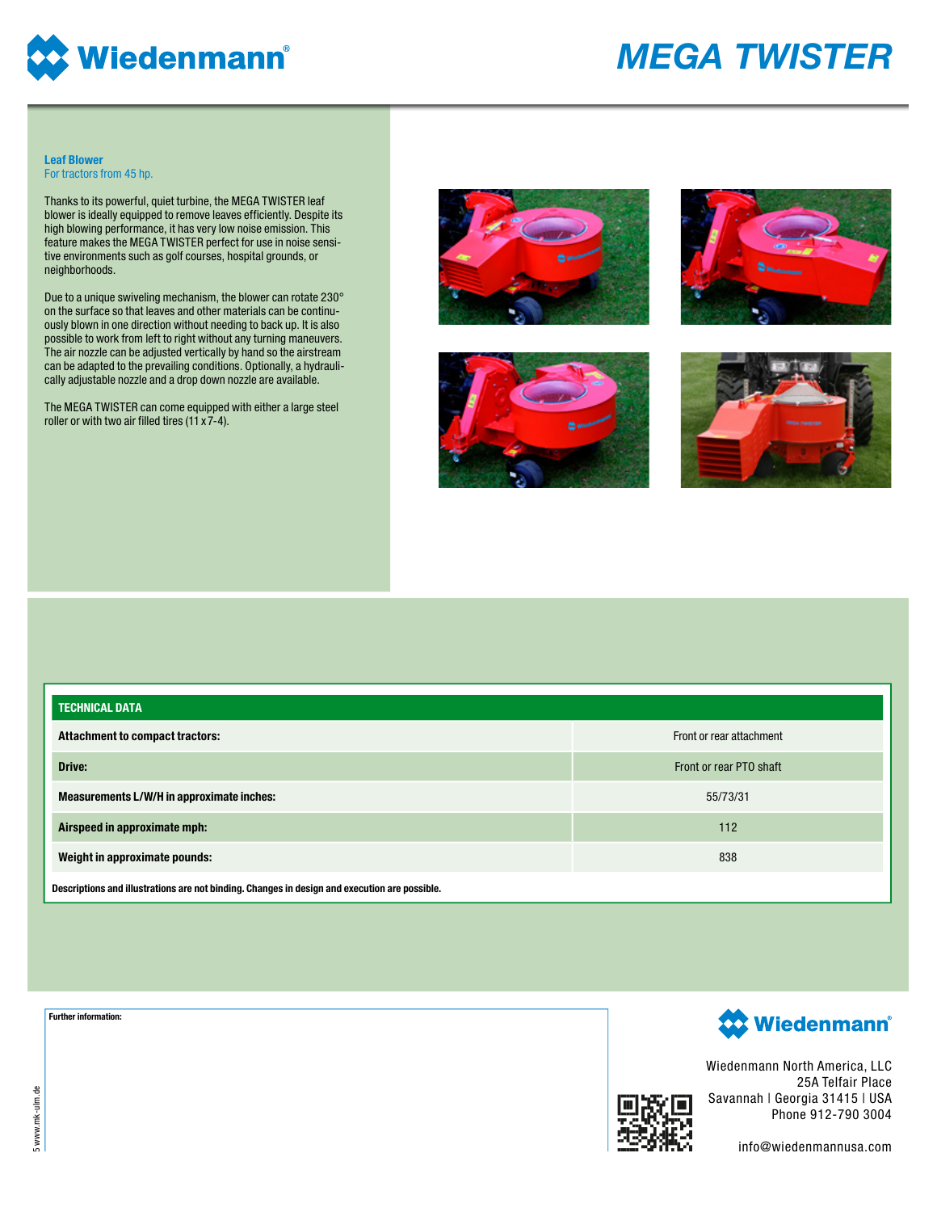Wiedenmann®

# MEGA TWISTER

**Leaf Blower**
For tractors from 45 hp.

Thanks to its powerful, quiet turbine, the MEGA TWISTER leaf blower is ideally equipped to remove leaves efficiently. Despite its high blowing performance, it has very low noise emission. This feature makes the MEGA TWISTER perfect for use in noise sensitive environments such as golf courses, hospital grounds, or neighborhoods.

Due to a unique swiveling mechanism, the blower can rotate 230° on the surface so that leaves and other materials can be continuously blown in one direction without needing to back up. It is also possible to work from left to right without any turning maneuvers. The air nozzle can be adjusted vertically by hand so the airstream can be adapted to the prevailing conditions. Optionally, a hydraulically adjustable nozzle and a drop down nozzle are available.

The MEGA TWISTER can come equipped with either a large steel roller or with two air filled tires (11 x 7-4).

| TECHNICAL DATA | |
|---|---|
| **Attachment to compact tractors:** | Front or rear attachment |
| **Drive:** | Front or rear PTO shaft |
| **Measurements L/W/H in approximate inches:** | 55/73/31 |
| **Airspeed in approximate mph:** | 112 |
| **Weight in approximate pounds:** | 838 |

**Descriptions and illustrations are not binding. Changes in design and execution are possible.**

**Further information:**

Wiedenmann®

Wiedenmann North America, LLC
25A Telfair Place
Savannah | Georgia 31415 | USA
Phone 912-790 3004

info@wiedenmannusa.com

5 www.mk-ulm.de